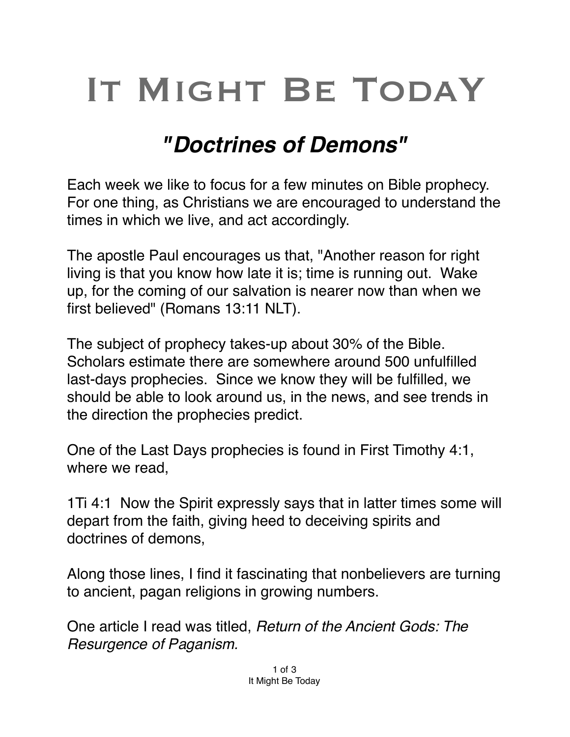# It Might Be TodaY

## *"Doctrines of Demons"*

Each week we like to focus for a few minutes on Bible prophecy. For one thing, as Christians we are encouraged to understand the times in which we live, and act accordingly.

The apostle Paul encourages us that, "Another reason for right living is that you know how late it is; time is running out. Wake up, for the coming of our salvation is nearer now than when we first believed" (Romans 13:11 NLT).

The subject of prophecy takes-up about 30% of the Bible. Scholars estimate there are somewhere around 500 unfulfilled last-days prophecies. Since we know they will be fulfilled, we should be able to look around us, in the news, and see trends in the direction the prophecies predict.

One of the Last Days prophecies is found in First Timothy 4:1, where we read,

1Ti 4:1 Now the Spirit expressly says that in latter times some will depart from the faith, giving heed to deceiving spirits and doctrines of demons,

Along those lines, I find it fascinating that nonbelievers are turning to ancient, pagan religions in growing numbers.

One article I read was titled, *Return of the Ancient Gods: The Resurgence of Paganism.*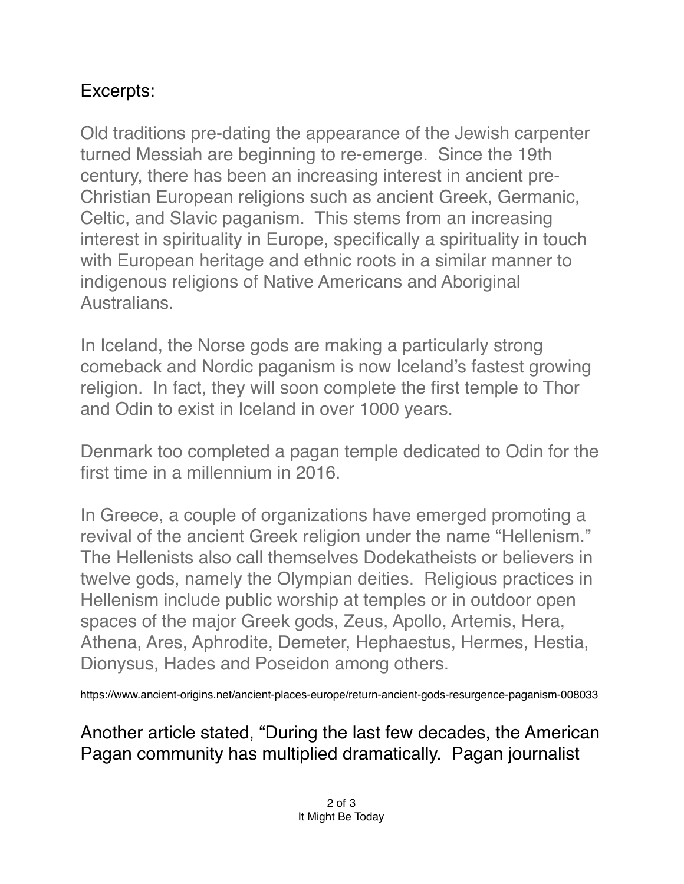Excerpts:

Old traditions pre-dating the appearance of the Jewish carpenter turned Messiah are beginning to re-emerge. Since the 19th century, there has been an increasing interest in ancient pre-Christian European religions such as ancient Greek, Germanic, Celtic, and Slavic paganism. This stems from an increasing interest in spirituality in Europe, specifically a spirituality in touch with European heritage and ethnic roots in a similar manner to indigenous religions of Native Americans and Aboriginal Australians.

In Iceland, the Norse gods are making a particularly strong comeback and Nordic paganism is now Iceland's fastest growing religion. In fact, they will soon complete the first temple to Thor and Odin to exist in Iceland in over 1000 years.

Denmark too completed a pagan temple dedicated to Odin for the first time in a millennium in 2016.

In Greece, a couple of organizations have emerged promoting a revival of the ancient Greek religion under the name "Hellenism." The Hellenists also call themselves Dodekatheists or believers in twelve gods, namely the Olympian deities. Religious practices in Hellenism include public worship at temples or in outdoor open spaces of the major Greek gods, Zeus, Apollo, Artemis, Hera, Athena, Ares, Aphrodite, Demeter, Hephaestus, Hermes, Hestia, Dionysus, Hades and Poseidon among others.

https://www.ancient-origins.net/ancient-places-europe/return-ancient-gods-resurgence-paganism-008033

Another article stated, "During the last few decades, the American Pagan community has multiplied dramatically. Pagan journalist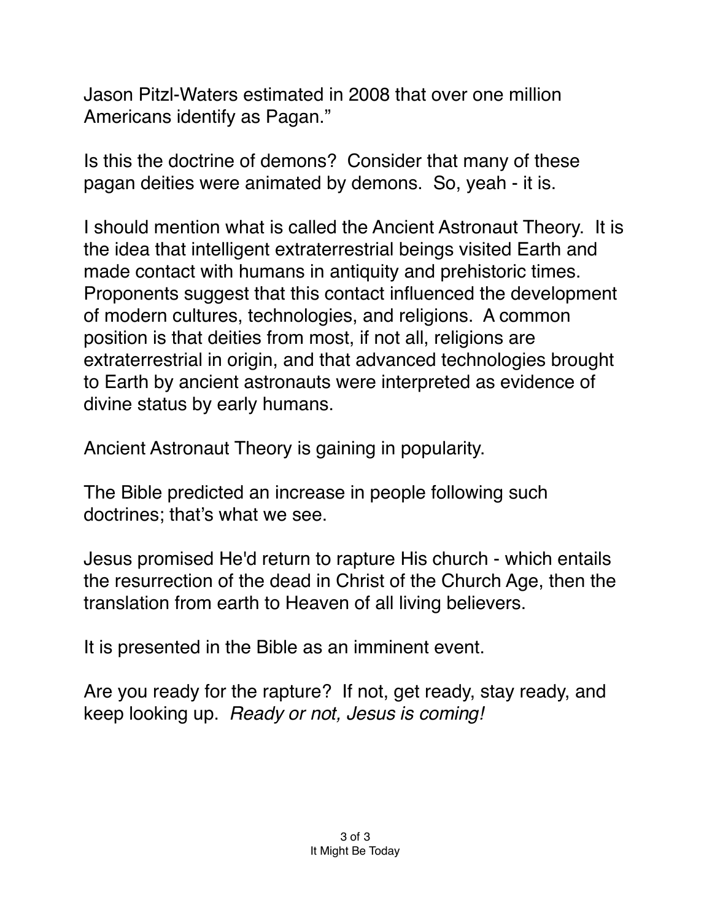Jason Pitzl-Waters estimated in 2008 that over one million Americans identify as Pagan."

Is this the doctrine of demons? Consider that many of these pagan deities were animated by demons. So, yeah - it is.

I should mention what is called the Ancient Astronaut Theory. It is the idea that intelligent extraterrestrial beings visited Earth and made contact with humans in antiquity and prehistoric times. Proponents suggest that this contact influenced the development of modern cultures, technologies, and religions. A common position is that deities from most, if not all, religions are extraterrestrial in origin, and that advanced technologies brought to Earth by ancient astronauts were interpreted as evidence of divine status by early humans.

Ancient Astronaut Theory is gaining in popularity.

The Bible predicted an increase in people following such doctrines; that's what we see.

Jesus promised He'd return to rapture His church - which entails the resurrection of the dead in Christ of the Church Age, then the translation from earth to Heaven of all living believers.

It is presented in the Bible as an imminent event.

Are you ready for the rapture? If not, get ready, stay ready, and keep looking up. *Ready or not, Jesus is coming!*